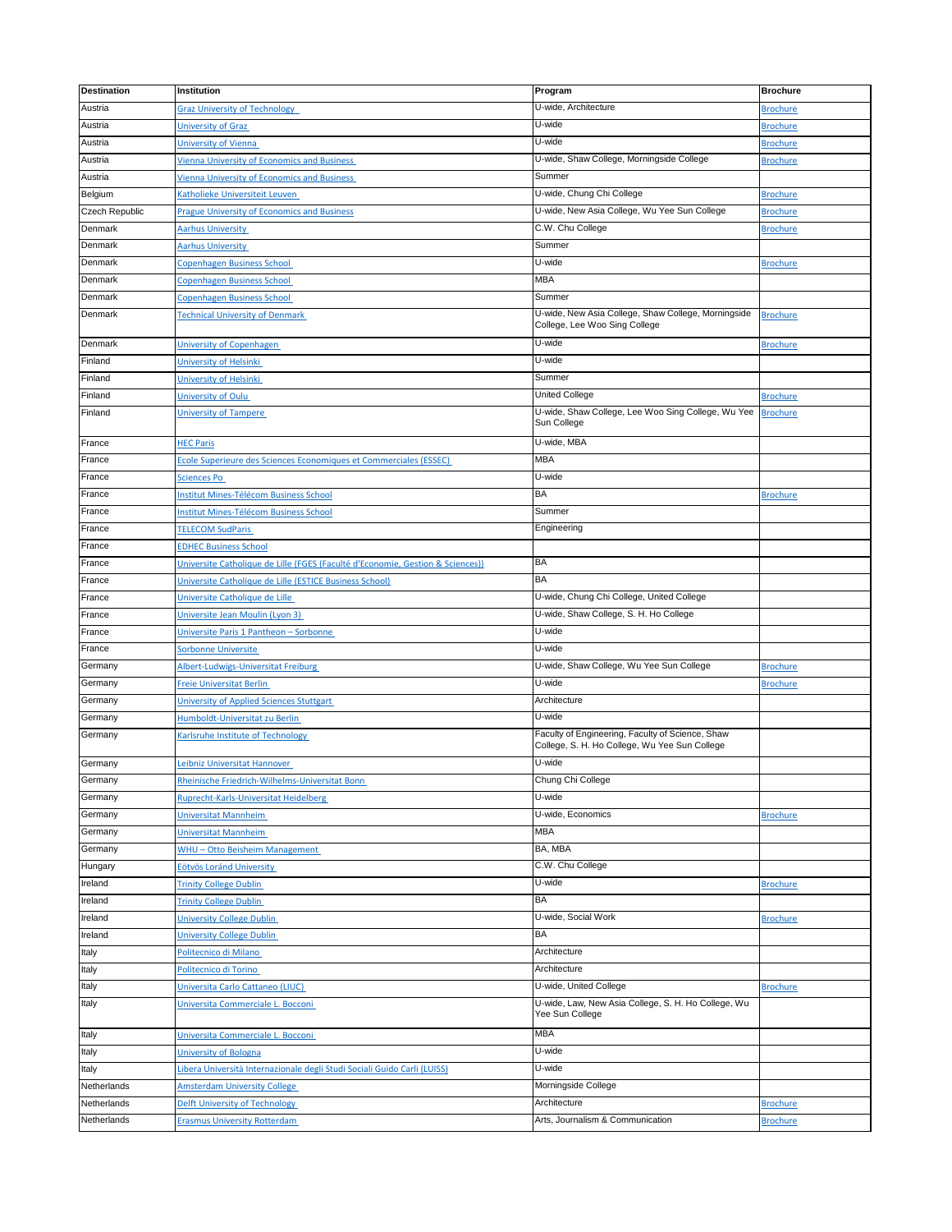| Destination | Institution | Program | Brochure |
|---|---|---|---|
| Austria | Graz University of Technology | U-wide, Architecture | Brochure |
| Austria | University of Graz | U-wide | Brochure |
| Austria | University of Vienna | U-wide | Brochure |
| Austria | Vienna University of Economics and Business | U-wide, Shaw College, Morningside College | Brochure |
| Austria | Vienna University of Economics and Business | Summer | |
| Belgium | Katholieke Universiteit Leuven | U-wide, Chung Chi College | Brochure |
| Czech Republic | Prague University of Economics and Business | U-wide, New Asia College, Wu Yee Sun College | Brochure |
| Denmark | Aarhus University | C.W. Chu College | Brochure |
| Denmark | Aarhus University | Summer | |
| Denmark | Copenhagen Business School | U-wide | Brochure |
| Denmark | Copenhagen Business School | MBA | |
| Denmark | Copenhagen Business School | Summer | |
| Denmark | Technical University of Denmark | U-wide, New Asia College, Shaw College, Morningside College, Lee Woo Sing College | Brochure |
| Denmark | University of Copenhagen | U-wide | Brochure |
| Finland | University of Helsinki | U-wide | |
| Finland | University of Helsinki | Summer | |
| Finland | University of Oulu | United College | Brochure |
| Finland | University of Tampere | U-wide, Shaw College, Lee Woo Sing College, Wu Yee Sun College | Brochure |
| France | HEC Paris | U-wide, MBA | |
| France | Ecole Superieure des Sciences Economiques et Commerciales (ESSEC) | MBA | |
| France | Sciences Po | U-wide | |
| France | Institut Mines-Télécom Business School | BA | Brochure |
| France | Institut Mines-Télécom Business School | Summer | |
| France | TELECOM SudParis | Engineering | |
| France | EDHEC Business School | | |
| France | Universite Catholique de Lille (FGES (Faculté d'Economie, Gestion & Sciences)) | BA | |
| France | Universite Catholique de Lille (ESTICE Business School) | BA | |
| France | Universite Catholique de Lille | U-wide, Chung Chi College, United College | |
| France | Universite Jean Moulin (Lyon 3) | U-wide, Shaw College, S. H. Ho College | |
| France | Universite Paris 1 Pantheon – Sorbonne | U-wide | |
| France | Sorbonne Universite | U-wide | |
| Germany | Albert-Ludwigs-Universitat Freiburg | U-wide, Shaw College, Wu Yee Sun College | Brochure |
| Germany | Freie Universitat Berlin | U-wide | Brochure |
| Germany | University of Applied Sciences Stuttgart | Architecture | |
| Germany | Humboldt-Universitat zu Berlin | U-wide | |
| Germany | Karlsruhe Institute of Technology | Faculty of Engineering, Faculty of Science, Shaw College, S. H. Ho College, Wu Yee Sun College | |
| Germany | Leibniz Universitat Hannover | U-wide | |
| Germany | Rheinische Friedrich-Wilhelms-Universitat Bonn | Chung Chi College | |
| Germany | Ruprecht-Karls-Universitat Heidelberg | U-wide | |
| Germany | Universitat Mannheim | U-wide, Economics | Brochure |
| Germany | Universitat Mannheim | MBA | |
| Germany | WHU – Otto Beisheim Management | BA, MBA | |
| Hungary | Eötvös Loránd University | C.W. Chu College | |
| Ireland | Trinity College Dublin | U-wide | Brochure |
| Ireland | Trinity College Dublin | BA | |
| Ireland | University College Dublin | U-wide, Social Work | Brochure |
| Ireland | University College Dublin | BA | |
| Italy | Politecnico di Milano | Architecture | |
| Italy | Politecnico di Torino | Architecture | |
| Italy | Universita Carlo Cattaneo (LIUC) | U-wide, United College | Brochure |
| Italy | Universita Commerciale L. Bocconi | U-wide, Law, New Asia College, S. H. Ho College, Wu Yee Sun College | |
| Italy | Universita Commerciale L. Bocconi | MBA | |
| Italy | University of Bologna | U-wide | |
| Italy | Libera Università Internazionale degli Studi Sociali Guido Carli (LUISS) | U-wide | |
| Netherlands | Amsterdam University College | Morningside College | |
| Netherlands | Delft University of Technology | Architecture | Brochure |
| Netherlands | Erasmus University Rotterdam | Arts, Journalism & Communication | Brochure |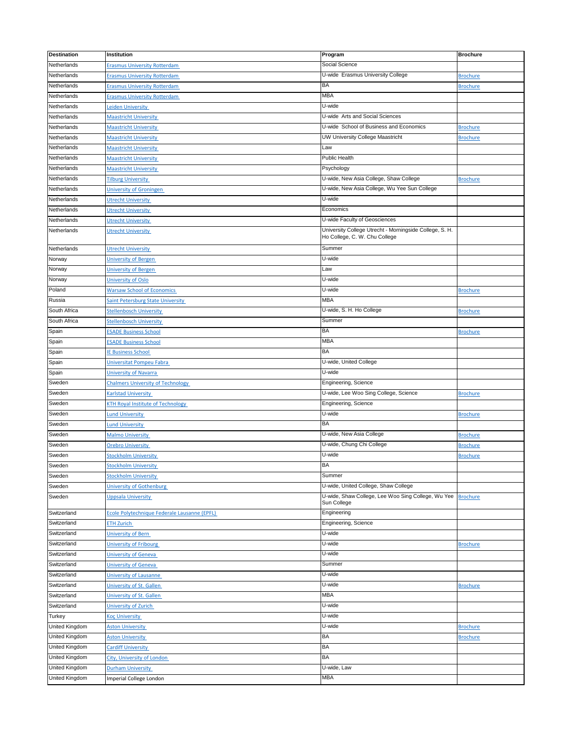| Destination | Institution | Program | Brochure |
| --- | --- | --- | --- |
| Netherlands | Erasmus University Rotterdam | Social Science | |
| Netherlands | Erasmus University Rotterdam | U-wide Erasmus University College | Brochure |
| Netherlands | Erasmus University Rotterdam | BA | Brochure |
| Netherlands | Erasmus University Rotterdam | MBA | |
| Netherlands | Leiden University | U-wide | |
| Netherlands | Maastricht University | U-wide Arts and Social Sciences | |
| Netherlands | Maastricht University | U-wide School of Business and Economics | Brochure |
| Netherlands | Maastricht University | UW University College Maastricht | Brochure |
| Netherlands | Maastricht University | Law | |
| Netherlands | Maastricht University | Public Health | |
| Netherlands | Maastricht University | Psychology | |
| Netherlands | Tilburg University | U-wide, New Asia College, Shaw College | Brochure |
| Netherlands | University of Groningen | U-wide, New Asia College, Wu Yee Sun College | |
| Netherlands | Utrecht University | U-wide | |
| Netherlands | Utrecht University | Economics | |
| Netherlands | Utrecht University | U-wide Faculty of Geosciences | |
| Netherlands | Utrecht University | University College Utrecht - Morningside College, S. H. Ho College, C. W. Chu College | |
| Netherlands | Utrecht University | Summer | |
| Norway | University of Bergen | U-wide | |
| Norway | University of Bergen | Law | |
| Norway | University of Oslo | U-wide | |
| Poland | Warsaw School of Economics | U-wide | Brochure |
| Russia | Saint Petersburg State University | MBA | |
| South Africa | Stellenbosch University | U-wide, S. H. Ho College | Brochure |
| South Africa | Stellenbosch University | Summer | |
| Spain | ESADE Business School | BA | Brochure |
| Spain | ESADE Business School | MBA | |
| Spain | IE Business School | BA | |
| Spain | Universitat Pompeu Fabra | U-wide, United College | |
| Spain | University of Navarra | U-wide | |
| Sweden | Chalmers University of Technology | Engineering, Science | |
| Sweden | Karlstad University | U-wide, Lee Woo Sing College, Science | Brochure |
| Sweden | KTH Royal Institute of Technology | Engineering, Science | |
| Sweden | Lund University | U-wide | Brochure |
| Sweden | Lund University | BA | |
| Sweden | Malmo University | U-wide, New Asia College | Brochure |
| Sweden | Orebro University | U-wide, Chung Chi College | Brochure |
| Sweden | Stockholm University | U-wide | Brochure |
| Sweden | Stockholm University | BA | |
| Sweden | Stockholm University | Summer | |
| Sweden | University of Gothenburg | U-wide, United College, Shaw College | |
| Sweden | Uppsala University | U-wide, Shaw College, Lee Woo Sing College, Wu Yee Sun College | Brochure |
| Switzerland | Ecole Polytechnique Federale Lausanne (EPFL) | Engineering | |
| Switzerland | ETH Zurich | Engineering, Science | |
| Switzerland | University of Bern | U-wide | |
| Switzerland | University of Fribourg | U-wide | Brochure |
| Switzerland | University of Geneva | U-wide | |
| Switzerland | University of Geneva | Summer | |
| Switzerland | University of Lausanne | U-wide | |
| Switzerland | University of St. Gallen | U-wide | Brochure |
| Switzerland | University of St. Gallen | MBA | |
| Switzerland | University of Zurich | U-wide | |
| Turkey | Koç University | U-wide | |
| United Kingdom | Aston University | U-wide | Brochure |
| United Kingdom | Aston University | BA | Brochure |
| United Kingdom | Cardiff University | BA | |
| United Kingdom | City, University of London | BA | |
| United Kingdom | Durham University | U-wide, Law | |
| United Kingdom | Imperial College London | MBA | |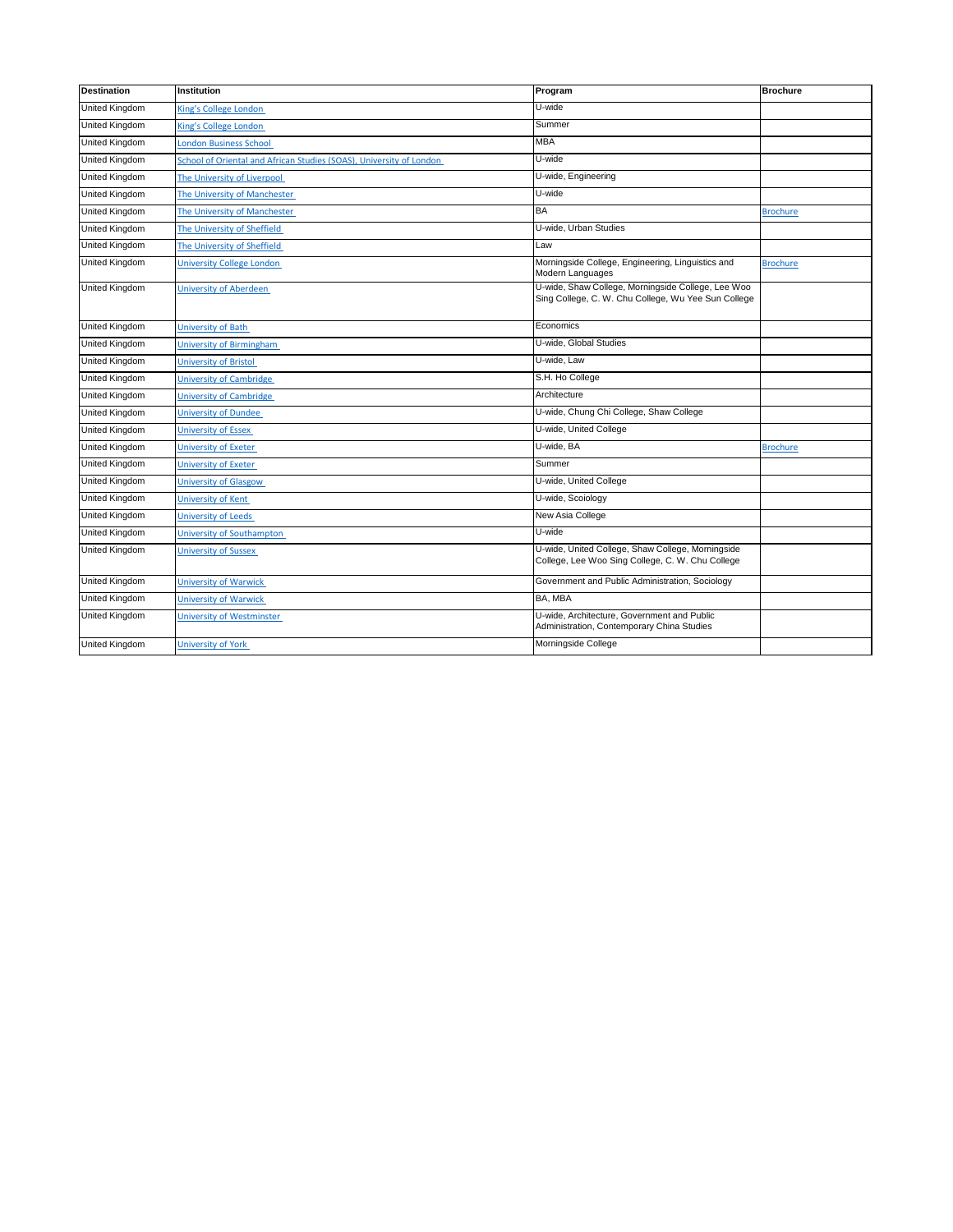| Destination | Institution | Program | Brochure |
| --- | --- | --- | --- |
| United Kingdom | King's College London | U-wide | |
| United Kingdom | King's College London | Summer | |
| United Kingdom | London Business School | MBA | |
| United Kingdom | School of Oriental and African Studies (SOAS), University of London | U-wide | |
| United Kingdom | The University of Liverpool | U-wide, Engineering | |
| United Kingdom | The University of Manchester | U-wide | |
| United Kingdom | The University of Manchester | BA | Brochure |
| United Kingdom | The University of Sheffield | U-wide, Urban Studies | |
| United Kingdom | The University of Sheffield | Law | |
| United Kingdom | University College London | Morningside College, Engineering, Linguistics and Modern Languages | Brochure |
| United Kingdom | University of Aberdeen | U-wide, Shaw College, Morningside College, Lee Woo Sing College, C. W. Chu College, Wu Yee Sun College | |
| United Kingdom | University of Bath | Economics | |
| United Kingdom | University of Birmingham | U-wide, Global Studies | |
| United Kingdom | University of Bristol | U-wide, Law | |
| United Kingdom | University of Cambridge | S.H. Ho College | |
| United Kingdom | University of Cambridge | Architecture | |
| United Kingdom | University of Dundee | U-wide, Chung Chi College, Shaw College | |
| United Kingdom | University of Essex | U-wide, United College | |
| United Kingdom | University of Exeter | U-wide, BA | Brochure |
| United Kingdom | University of Exeter | Summer | |
| United Kingdom | University of Glasgow | U-wide, United College | |
| United Kingdom | University of Kent | U-wide, Scoiology | |
| United Kingdom | University of Leeds | New Asia College | |
| United Kingdom | University of Southampton | U-wide | |
| United Kingdom | University of Sussex | U-wide, United College, Shaw College, Morningside College, Lee Woo Sing College, C. W. Chu College | |
| United Kingdom | University of Warwick | Government and Public Administration, Sociology | |
| United Kingdom | University of Warwick | BA, MBA | |
| United Kingdom | University of Westminster | U-wide, Architecture, Government and Public Administration, Contemporary China Studies | |
| United Kingdom | University of York | Morningside College | |